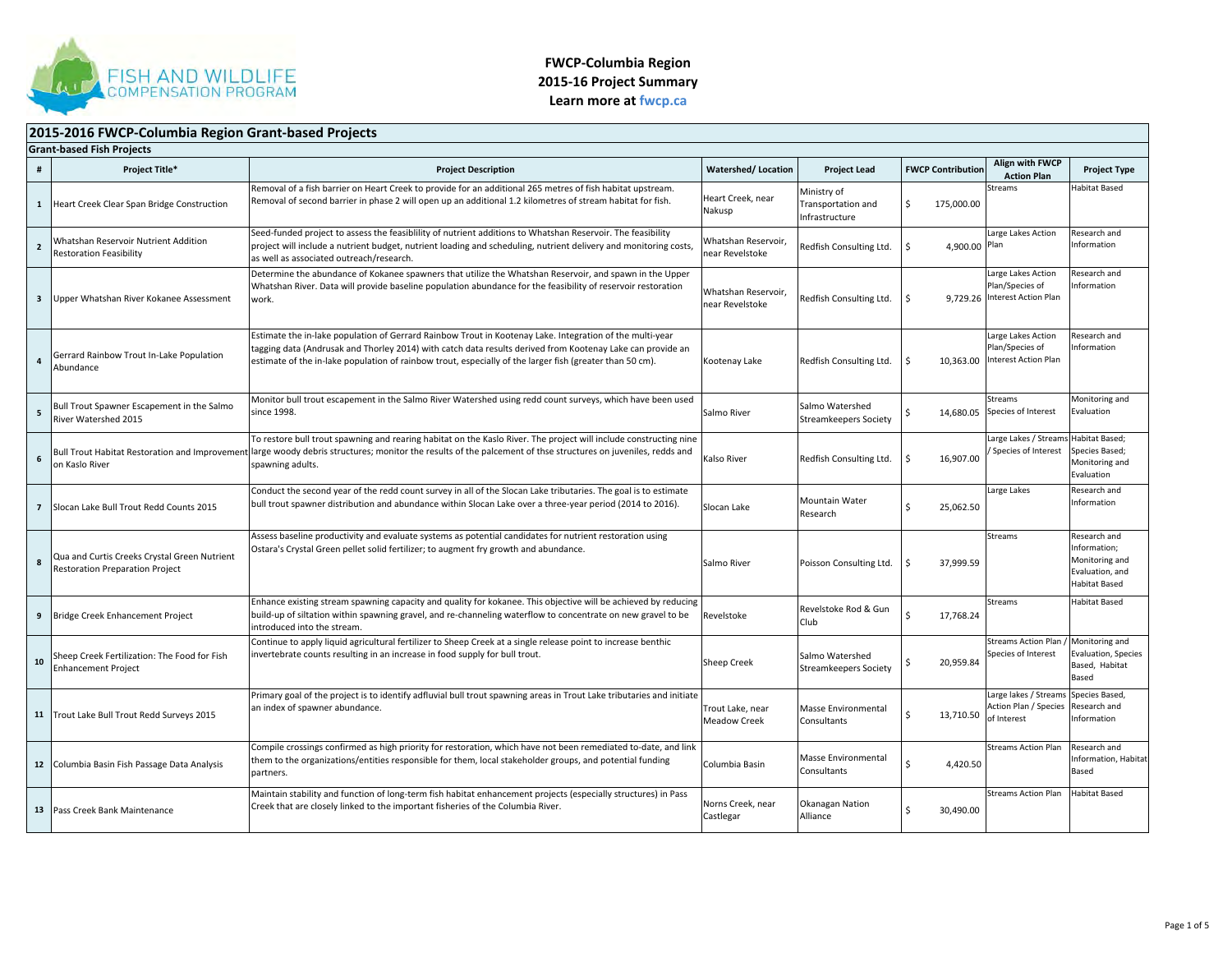**FWCP-Columbia Region**
**2015-16 Project Summary**
**Learn more at fwcp.ca**

## 2015-2016 FWCP-Columbia Region Grant-based Projects

### Grant-based Fish Projects

| # | Project Title* | Project Description | Watershed/ Location | Project Lead | FWCP Contribution | Align with FWCP Action Plan | Project Type |
|---|---|---|---|---|---|---|---|
| 1 | Heart Creek Clear Span Bridge Construction | Removal of a fish barrier on Heart Creek to provide for an additional 265 metres of fish habitat upstream. Removal of second barrier in phase 2 will open up an additional 1.2 kilometres of stream habitat for fish. | Heart Creek, near Nakusp | Ministry of Transportation and Infrastructure | $ 175,000.00 | Streams | Habitat Based |
| 2 | Whatshan Reservoir Nutrient Addition Restoration Feasibility | Seed-funded project to assess the feasiblility of nutrient additions to Whatshan Reservoir. The feasibility project will include a nutrient budget, nutrient loading and scheduling, nutrient delivery and monitoring costs, as well as associated outreach/research. | Whatshan Reservoir, near Revelstoke | Redfish Consulting Ltd. | $ 4,900.00 | Large Lakes Action Plan | Research and Information |
| 3 | Upper Whatshan River Kokanee Assessment | Determine the abundance of Kokanee spawners that utilize the Whatshan Reservoir, and spawn in the Upper Whatshan River. Data will provide baseline population abundance for the feasibility of reservoir restoration work. | Whatshan Reservoir, near Revelstoke | Redfish Consulting Ltd. | $ 9,729.26 | Large Lakes Action Plan/Species of Interest Action Plan | Research and Information |
| 4 | Gerrard Rainbow Trout In-Lake Population Abundance | Estimate the in-lake population of Gerrard Rainbow Trout in Kootenay Lake. Integration of the multi-year tagging data (Andrusak and Thorley 2014) with catch data results derived from Kootenay Lake can provide an estimate of the in-lake population of rainbow trout, especially of the larger fish (greater than 50 cm). | Kootenay Lake | Redfish Consulting Ltd. | $ 10,363.00 | Large Lakes Action Plan/Species of Interest Action Plan | Research and Information |
| 5 | Bull Trout Spawner Escapement in the Salmo River Watershed 2015 | Monitor bull trout escapement in the Salmo River Watershed using redd count surveys, which have been used since 1998. | Salmo River | Salmo Watershed Streamkeepers Society | $ 14,680.05 | Streams Species of Interest | Monitoring and Evaluation |
| 6 | Bull Trout Habitat Restoration and Improvement on Kaslo River | To restore bull trout spawning and rearing habitat on the Kaslo River. The project will include constructing nine large woody debris structures; monitor the results of the palcement of thse structures on juveniles, redds and spawning adults. | Kalso River | Redfish Consulting Ltd. | $ 16,907.00 | Large Lakes / Streams / Species of Interest | Habitat Based; Species Based; Monitoring and Evaluation |
| 7 | Slocan Lake Bull Trout Redd Counts 2015 | Conduct the second year of the redd count survey in all of the Slocan Lake tributaries. The goal is to estimate bull trout spawner distribution and abundance within Slocan Lake over a three-year period (2014 to 2016). | Slocan Lake | Mountain Water Research | $ 25,062.50 | Large Lakes | Research and Information |
| 8 | Qua and Curtis Creeks Crystal Green Nutrient Restoration Preparation Project | Assess baseline productivity and evaluate systems as potential candidates for nutrient restoration using Ostara's Crystal Green pellet solid fertilizer; to augment fry growth and abundance. | Salmo River | Poisson Consulting Ltd. | $ 37,999.59 | Streams | Research and Information; Monitoring and Evaluation, and Habitat Based |
| 9 | Bridge Creek Enhancement Project | Enhance existing stream spawning capacity and quality for kokanee. This objective will be achieved by reducing build-up of siltation within spawning gravel, and re-channeling waterflow to concentrate on new gravel to be introduced into the stream. | Revelstoke | Revelstoke Rod & Gun Club | $ 17,768.24 | Streams | Habitat Based |
| 10 | Sheep Creek Fertilization: The Food for Fish Enhancement Project | Continue to apply liquid agricultural fertilizer to Sheep Creek at a single release point to increase benthic invertebrate counts resulting in an increase in food supply for bull trout. | Sheep Creek | Salmo Watershed Streamkeepers Society | $ 20,959.84 | Streams Action Plan / Species of Interest | Monitoring and Evaluation, Species Based, Habitat Based |
| 11 | Trout Lake Bull Trout Redd Surveys 2015 | Primary goal of the project is to identify adfluvial bull trout spawning areas in Trout Lake tributaries and initiate an index of spawner abundance. | Trout Lake, near Meadow Creek | Masse Environmental Consultants | $ 13,710.50 | Large lakes / Streams Action Plan / Species of Interest | Species Based, Research and Information |
| 12 | Columbia Basin Fish Passage Data Analysis | Compile crossings confirmed as high priority for restoration, which have not been remediated to-date, and link them to the organizations/entities responsible for them, local stakeholder groups, and potential funding partners. | Columbia Basin | Masse Environmental Consultants | $ 4,420.50 | Streams Action Plan | Research and Information, Habitat Based |
| 13 | Pass Creek Bank Maintenance | Maintain stability and function of long-term fish habitat enhancement projects (especially structures) in Pass Creek that are closely linked to the important fisheries of the Columbia River. | Norns Creek, near Castlegar | Okanagan Nation Alliance | $ 30,490.00 | Streams Action Plan | Habitat Based |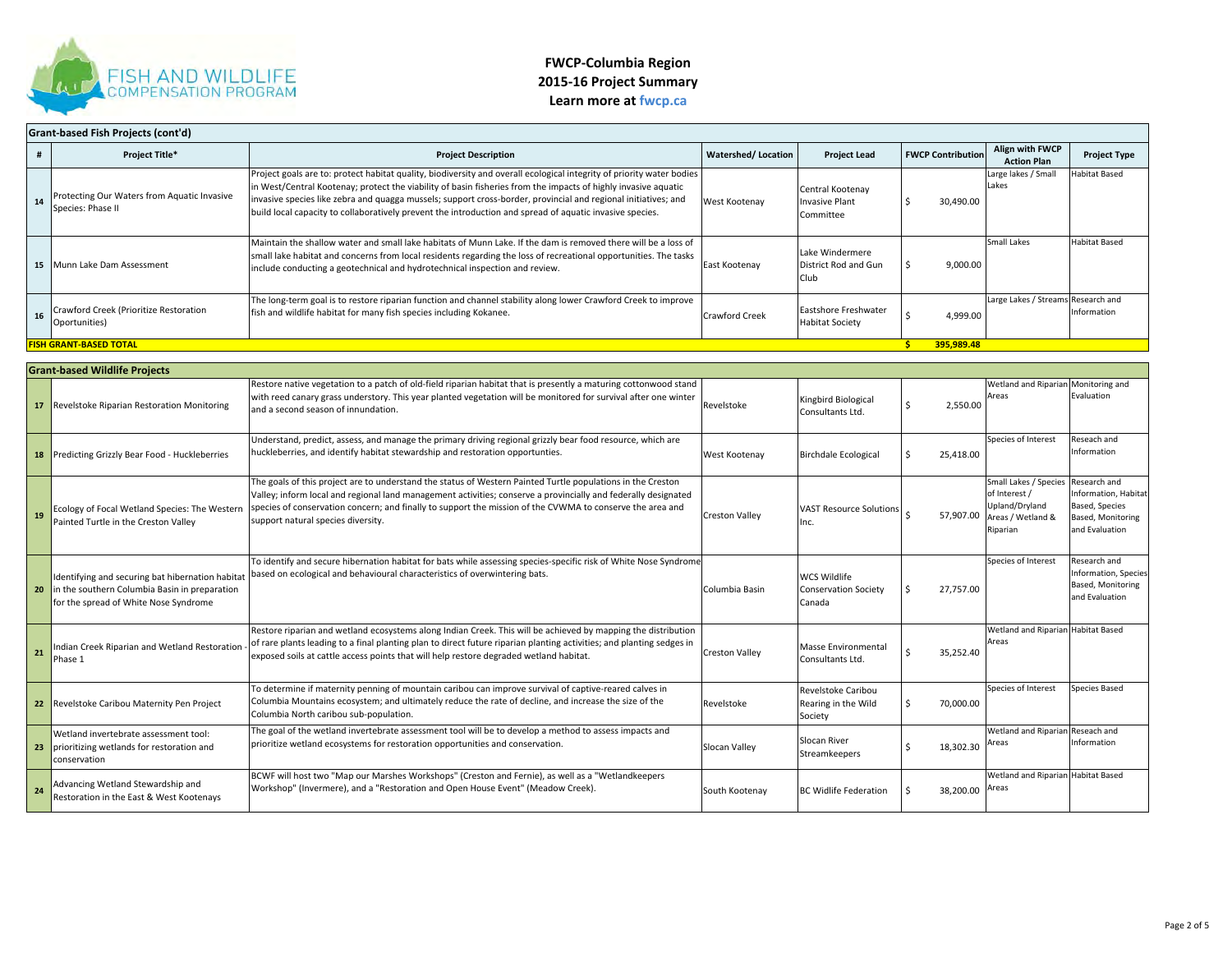# FWCP-Columbia Region
## 2015-16 Project Summary
**Learn more at fwcp.ca**

### Grant-based Fish Projects (cont'd)

| # | Project Title* | Project Description | Watershed/ Location | Project Lead | FWCP Contribution | Align with FWCP Action Plan | Project Type |
|---|---|---|---|---|---|---|---|
| 14 | Protecting Our Waters from Aquatic Invasive Species: Phase II | Project goals are to: protect habitat quality, biodiversity and overall ecological integrity of priority water bodies in West/Central Kootenay; protect the viability of basin fisheries from the impacts of highly invasive aquatic invasive species like zebra and quagga mussels; support cross-border, provincial and regional initiatives; and build local capacity to collaboratively prevent the introduction and spread of aquatic invasive species. | West Kootenay | Central Kootenay Invasive Plant Committee | $ 30,490.00 | Large lakes / Small Lakes | Habitat Based |
| 15 | Munn Lake Dam Assessment | Maintain the shallow water and small lake habitats of Munn Lake. If the dam is removed there will be a loss of small lake habitat and concerns from local residents regarding the loss of recreational opportunities. The tasks include conducting a geotechnical and hydrotechnical inspection and review. | East Kootenay | Lake Windermere District Rod and Gun Club | $ 9,000.00 | Small Lakes | Habitat Based |
| 16 | Crawford Creek (Prioritize Restoration Oportunities) | The long-term goal is to restore riparian function and channel stability along lower Crawford Creek to improve fish and wildlife habitat for many fish species including Kokanee. | Crawford Creek | Eastshore Freshwater Habitat Society | $ 4,999.00 | Large Lakes / Streams | Research and Information |
| **FISH GRANT-BASED TOTAL** | | | | | **$ 395,989.48** | | |

### Grant-based Wildlife Projects

| # | Project Title* | Project Description | Watershed/ Location | Project Lead | FWCP Contribution | Align with FWCP Action Plan | Project Type |
|---|---|---|---|---|---|---|---|
| 17 | Revelstoke Riparian Restoration Monitoring | Restore native vegetation to a patch of old-field riparian habitat that is presently a maturing cottonwood stand with reed canary grass understory. This year planted vegetation will be monitored for survival after one winter and a second season of innundation. | Revelstoke | Kingbird Biological Consultants Ltd. | $ 2,550.00 | Wetland and Riparian Areas | Monitoring and Evaluation |
| 18 | Predicting Grizzly Bear Food - Huckleberries | Understand, predict, assess, and manage the primary driving regional grizzly bear food resource, which are huckleberries, and identify habitat stewardship and restoration opportunties. | West Kootenay | Birchdale Ecological | $ 25,418.00 | Species of Interest | Reseach and Information |
| 19 | Ecology of Focal Wetland Species: The Western Painted Turtle in the Creston Valley | The goals of this project are to understand the status of Western Painted Turtle populations in the Creston Valley; inform local and regional land management activities; conserve a provincially and federally designated species of conservation concern; and finally to support the mission of the CVWMA to conserve the area and support natural species diversity. | Creston Valley | VAST Resource Solutions Inc. | $ 57,907.00 | Small Lakes / Species of Interest / Upland/Dryland Areas / Wetland & Riparian | Research and Information, Habitat Based, Species Based, Monitoring and Evaluation |
| 20 | Identifying and securing bat hibernation habitat in the southern Columbia Basin in preparation for the spread of White Nose Syndrome | To identify and secure hibernation habitat for bats while assessing species-specific risk of White Nose Syndrome based on ecological and behavioural characteristics of overwintering bats. | Columbia Basin | WCS Wildlife Conservation Society Canada | $ 27,757.00 | Species of Interest | Research and Information, Species Based, Monitoring and Evaluation |
| 21 | Indian Creek Riparian and Wetland Restoration - Phase 1 | Restore riparian and wetland ecosystems along Indian Creek. This will be achieved by mapping the distribution of rare plants leading to a final planting plan to direct future riparian planting activities; and planting sedges in exposed soils at cattle access points that will help restore degraded wetland habitat. | Creston Valley | Masse Environmental Consultants Ltd. | $ 35,252.40 | Wetland and Riparian Areas | Habitat Based |
| 22 | Revelstoke Caribou Maternity Pen Project | To determine if maternity penning of mountain caribou can improve survival of captive-reared calves in Columbia Mountains ecosystem; and ultimately reduce the rate of decline, and increase the size of the Columbia North caribou sub-population. | Revelstoke | Revelstoke Caribou Rearing in the Wild Society | $ 70,000.00 | Species of Interest | Species Based |
| 23 | Wetland invertebrate assessment tool: prioritizing wetlands for restoration and conservation | The goal of the wetland invertebrate assessment tool will be to develop a method to assess impacts and prioritize wetland ecosystems for restoration opportunities and conservation. | Slocan Valley | Slocan River Streamkeepers | $ 18,302.30 | Wetland and Riparian Areas | Reseach and Information |
| 24 | Advancing Wetland Stewardship and Restoration in the East & West Kootenays | BCWF will host two "Map our Marshes Workshops" (Creston and Fernie), as well as a "Wetlandkeepers Workshop" (Invermere), and a "Restoration and Open House Event" (Meadow Creek). | South Kootenay | BC Widlife Federation | $ 38,200.00 | Wetland and Riparian Areas | Habitat Based |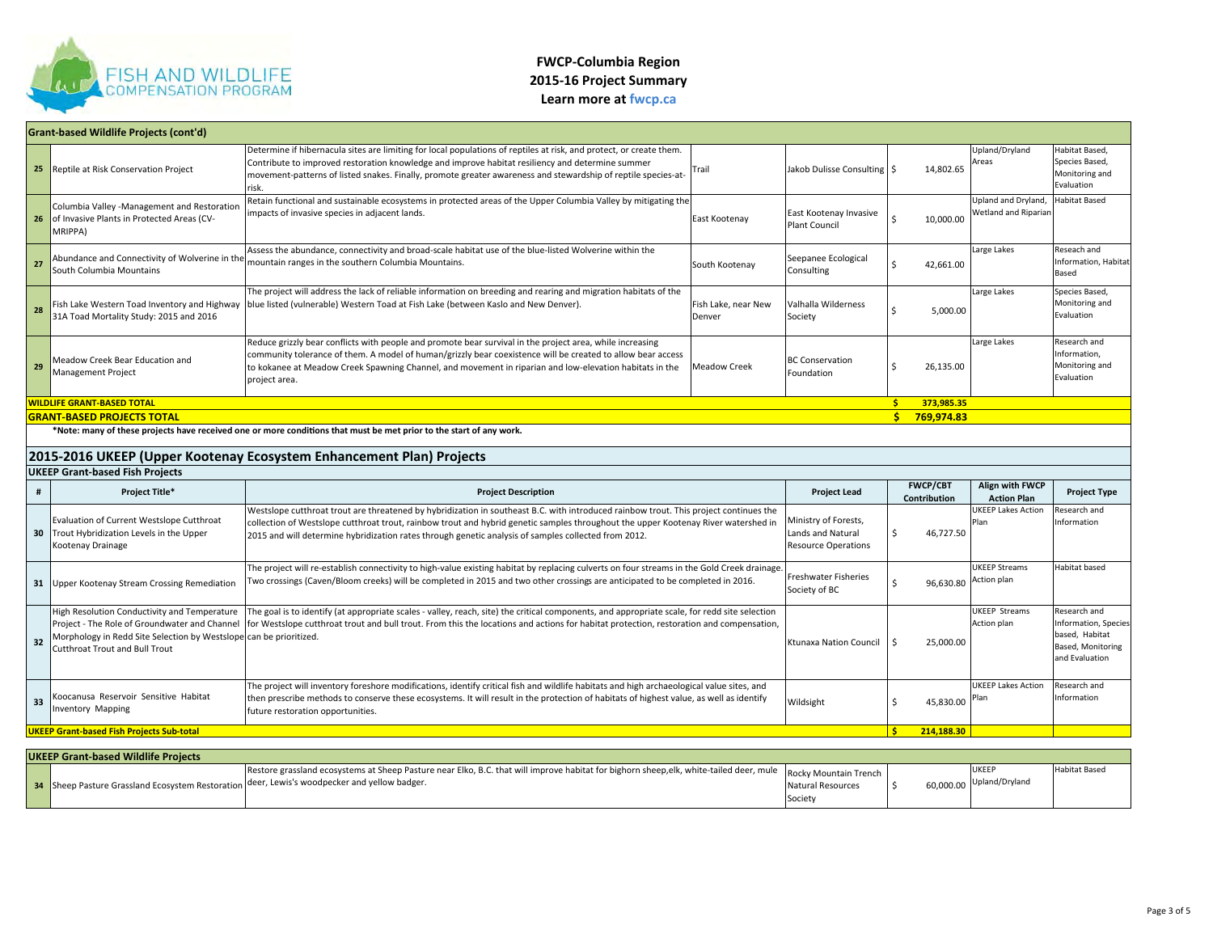## FWCP-Columbia Region
## 2015-16 Project Summary
**Learn more at fwcp.ca**

### Grant-based Wildlife Projects (cont'd)

| # | Project Title | Project Description | Location | Project Lead | FWCP Contribution | Align with FWCP Action Plan | Project Type |
|---|---|---|---|---|---|---|---|
| 25 | Reptile at Risk Conservation Project | Determine if hibernacula sites are limiting for local populations of reptiles at risk, and protect, or create them. Contribute to improved restoration knowledge and improve habitat resiliency and determine summer movement-patterns of listed snakes. Finally, promote greater awareness and stewardship of reptile species-at-risk. | Trail | Jakob Dulisse Consulting | $ 14,802.65 | Upland/Dryland Areas | Habitat Based, Species Based, Monitoring and Evaluation |
| 26 | Columbia Valley -Management and Restoration of Invasive Plants in Protected Areas (CV-MRIPPA) | Retain functional and sustainable ecosystems in protected areas of the Upper Columbia Valley by mitigating the impacts of invasive species in adjacent lands. | East Kootenay | East Kootenay Invasive Plant Council | $ 10,000.00 | Upland and Dryland, Wetland and Riparian | Habitat Based |
| 27 | Abundance and Connectivity of Wolverine in the South Columbia Mountains | Assess the abundance, connectivity and broad-scale habitat use of the blue-listed Wolverine within the mountain ranges in the southern Columbia Mountains. | South Kootenay | Seepanee Ecological Consulting | $ 42,661.00 | Large Lakes | Reseach and Information, Habitat Based |
| 28 | Fish Lake Western Toad Inventory and Highway 31A Toad Mortality Study: 2015 and 2016 | The project will address the lack of reliable information on breeding and rearing and migration habitats of the blue listed (vulnerable) Western Toad at Fish Lake (between Kaslo and New Denver). | Fish Lake, near New Denver | Valhalla Wilderness Society | $ 5,000.00 | Large Lakes | Species Based, Monitoring and Evaluation |
| 29 | Meadow Creek Bear Education and Management Project | Reduce grizzly bear conflicts with people and promote bear survival in the project area, while increasing community tolerance of them. A model of human/grizzly bear coexistence will be created to allow bear access to kokanee at Meadow Creek Spawning Channel, and movement in riparian and low-elevation habitats in the project area. | Meadow Creek | BC Conservation Foundation | $ 26,135.00 | Large Lakes | Research and Information, Monitoring and Evaluation |
| **WILDLIFE GRANT-BASED TOTAL** | | | | | **$ 373,985.35** | | |
| **GRANT-BASED PROJECTS TOTAL** | | | | | **$ 769,974.83** | | |

**\*Note: many of these projects have received one or more conditions that must be met prior to the start of any work.**

## 2015-2016 UKEEP (Upper Kootenay Ecosystem Enhancement Plan) Projects

### UKEEP Grant-based Fish Projects

| # | Project Title* | Project Description | Project Lead | FWCP/CBT Contribution | Align with FWCP Action Plan | Project Type |
|---|---|---|---|---|---|---|
| 30 | Evaluation of Current Westslope Cutthroat Trout Hybridization Levels in the Upper Kootenay Drainage | Westslope cutthroat trout are threatened by hybridization in southeast B.C. with introduced rainbow trout. This project continues the collection of Westslope cutthroat trout, rainbow trout and hybrid genetic samples throughout the upper Kootenay River watershed in 2015 and will determine hybridization rates through genetic analysis of samples collected from 2012. | Ministry of Forests, Lands and Natural Resource Operations | $ 46,727.50 | UKEEP Lakes Action Plan | Research and Information |
| 31 | Upper Kootenay Stream Crossing Remediation | The project will re-establish connectivity to high-value existing habitat by replacing culverts on four streams in the Gold Creek drainage. Two crossings (Caven/Bloom creeks) will be completed in 2015 and two other crossings are anticipated to be completed in 2016. | Freshwater Fisheries Society of BC | $ 96,630.80 | UKEEP Streams Action plan | Habitat based |
| 32 | High Resolution Conductivity and Temperature Project - The Role of Groundwater and Channel Morphology in Redd Site Selection by Westslope Cutthroat Trout and Bull Trout | The goal is to identify (at appropriate scales - valley, reach, site) the critical components, and appropriate scale, for redd site selection for Westslope cutthroat trout and bull trout. From this the locations and actions for habitat protection, restoration and compensation, can be prioritized. | Ktunaxa Nation Council | $ 25,000.00 | UKEEP Streams Action plan | Research and Information, Species based, Habitat Based, Monitoring and Evaluation |
| 33 | Koocanusa Reservoir Sensitive Habitat Inventory Mapping | The project will inventory foreshore modifications, identify critical fish and wildlife habitats and high archaeological value sites, and then prescribe methods to conserve these ecosystems. It will result in the protection of habitats of highest value, as well as identify future restoration opportunities. | Wildsight | $ 45,830.00 | UKEEP Lakes Action Plan | Research and Information |
| **UKEEP Grant-based Fish Projects Sub-total** | | | | **$ 214,188.30** | | |

### UKEEP Grant-based Wildlife Projects

| # | Project Title | Project Description | Project Lead | FWCP/CBT Contribution | Align with FWCP Action Plan | Project Type |
|---|---|---|---|---|---|---|
| 34 | Sheep Pasture Grassland Ecosystem Restoration | Restore grassland ecosystems at Sheep Pasture near Elko, B.C. that will improve habitat for bighorn sheep,elk, white-tailed deer, mule deer, Lewis's woodpecker and yellow badger. | Rocky Mountain Trench Natural Resources Society | $ 60,000.00 | UKEEP Upland/Dryland | Habitat Based |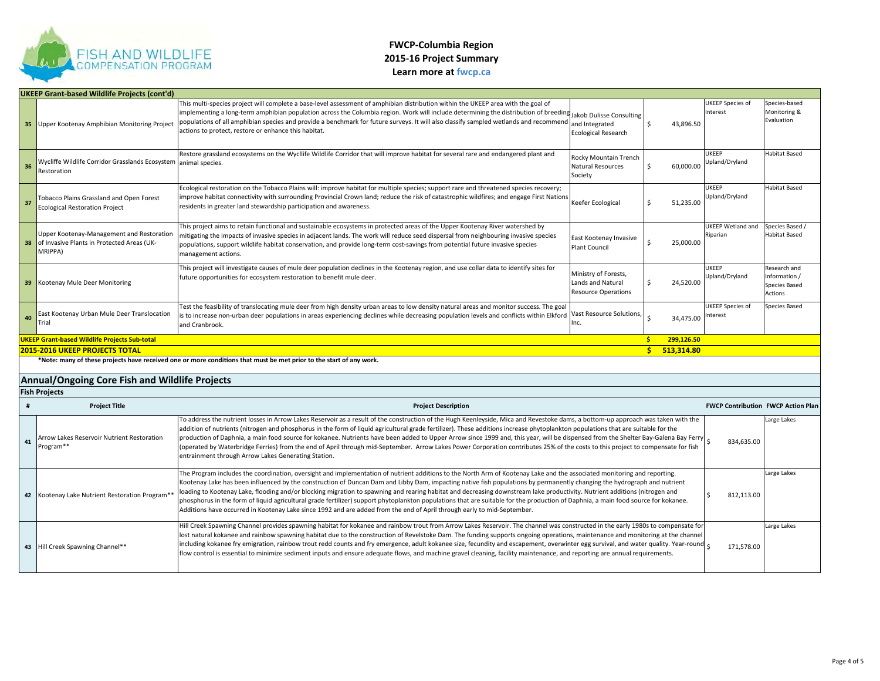# FWCP-Columbia Region
## 2015-16 Project Summary
**Learn more at fwcp.ca**

### UKEEP Grant-based Wildlife Projects (cont'd)

| # | Project Title | Project Description | Proponent | Amount | Category | Action Plan |
|---|---|---|---|---|---|---|
| 35 | Upper Kootenay Amphibian Monitoring Project | This multi-species project will complete a base-level assessment of amphibian distribution within the UKEEP area with the goal of implementing a long-term amphibian population across the Columbia region. Work will include determining the distribution of breeding populations of all amphibian species and provide a benchmark for future surveys. It will also classify sampled wetlands and recommend actions to protect, restore or enhance this habitat. | Jakob Dulisse Consulting and Integrated Ecological Research | $ 43,896.50 | UKEEP Species of Interest | Species-based Monitoring & Evaluation |
| 36 | Wycliffe Wildlife Corridor Grasslands Ecosystem Restoration | Restore grassland ecosystems on the Wycllife Wildlife Corridor that will improve habitat for several rare and endangered plant and animal species. | Rocky Mountain Trench Natural Resources Society | $ 60,000.00 | UKEEP Upland/Dryland | Habitat Based |
| 37 | Tobacco Plains Grassland and Open Forest Ecological Restoration Project | Ecological restoration on the Tobacco Plains will: improve habitat for multiple species; support rare and threatened species recovery; improve habitat connectivity with surrounding Provincial Crown land; reduce the risk of catastrophic wildfires; and engage First Nations residents in greater land stewardship participation and awareness. | Keefer Ecological | $ 51,235.00 | UKEEP Upland/Dryland | Habitat Based |
| 38 | Upper Kootenay-Management and Restoration of Invasive Plants in Protected Areas (UK-MRIPPA) | This project aims to retain functional and sustainable ecosystems in protected areas of the Upper Kootenay River watershed by mitigating the impacts of invasive species in adjacent lands. The work will reduce seed dispersal from neighbouring invasive species populations, support wildlife habitat conservation, and provide long-term cost-savings from potential future invasive species management actions. | East Kootenay Invasive Plant Council | $ 25,000.00 | UKEEP Wetland and Riparian | Species Based / Habitat Based |
| 39 | Kootenay Mule Deer Monitoring | This project will investigate causes of mule deer population declines in the Kootenay region, and use collar data to identify sites for future opportunities for ecosystem restoration to benefit mule deer. | Ministry of Forests, Lands and Natural Resource Operations | $ 24,520.00 | UKEEP Upland/Dryland | Research and Information / Species Based Actions |
| 40 | East Kootenay Urban Mule Deer Translocation Trial | Test the feasibility of translocating mule deer from high density urban areas to low density natural areas and monitor success. The goal is to increase non-urban deer populations in areas experiencing declines while decreasing population levels and conflicts within Elkford and Cranbrook. | Vast Resource Solutions, Inc. | $ 34,475.00 | UKEEP Species of Interest | Species Based |
| | **UKEEP Grant-based Wildlife Projects Sub-total** | | | **$ 299,126.50** | | |
| | **2015-2016 UKEEP PROJECTS TOTAL** | | | **$ 513,314.80** | | |

**\*Note: many of these projects have received one or more conditions that must be met prior to the start of any work.**

## Annual/Ongoing Core Fish and Wildlife Projects

### Fish Projects

| # | Project Title | Project Description | FWCP Contribution | FWCP Action Plan |
|---|---|---|---|---|
| 41 | Arrow Lakes Reservoir Nutrient Restoration Program** | To address the nutrient losses in Arrow Lakes Reservoir as a result of the construction of the Hugh Keenleyside, Mica and Revestoke dams, a bottom-up approach was taken with the addition of nutrients (nitrogen and phosphorus in the form of liquid agricultural grade fertilizer). These additions increase phytoplankton populations that are suitable for the production of Daphnia, a main food source for kokanee. Nutrients have been added to Upper Arrow since 1999 and, this year, will be dispensed from the Shelter Bay-Galena Bay Ferry (operated by Waterbridge Ferries) from the end of April through mid-September. Arrow Lakes Power Corporation contributes 25% of the costs to this project to compensate for fish entrainment through Arrow Lakes Generating Station. | $ 834,635.00 | Large Lakes |
| 42 | Kootenay Lake Nutrient Restoration Program** | The Program includes the coordination, oversight and implementation of nutrient additions to the North Arm of Kootenay Lake and the associated monitoring and reporting. Kootenay Lake has been influenced by the construction of Duncan Dam and Libby Dam, impacting native fish populations by permanently changing the hydrograph and nutrient loading to Kootenay Lake, flooding and/or blocking migration to spawning and rearing habitat and decreasing downstream lake productivity. Nutrient additions (nitrogen and phosphorus in the form of liquid agricultural grade fertilizer) support phytoplankton populations that are suitable for the production of Daphnia, a main food source for kokanee. Additions have occurred in Kootenay Lake since 1992 and are added from the end of April through early to mid-September. | $ 812,113.00 | Large Lakes |
| 43 | Hill Creek Spawning Channel** | Hill Creek Spawning Channel provides spawning habitat for kokanee and rainbow trout from Arrow Lakes Reservoir. The channel was constructed in the early 1980s to compensate for lost natural kokanee and rainbow spawning habitat due to the construction of Revelstoke Dam. The funding supports ongoing operations, maintenance and monitoring at the channel including kokanee fry emigration, rainbow trout redd counts and fry emergence, adult kokanee size, fecundity and escapement, overwinter egg survival, and water quality. Year-round flow control is essential to minimize sediment inputs and ensure adequate flows, and machine gravel cleaning, facility maintenance, and reporting are annual requirements. | $ 171,578.00 | Large Lakes |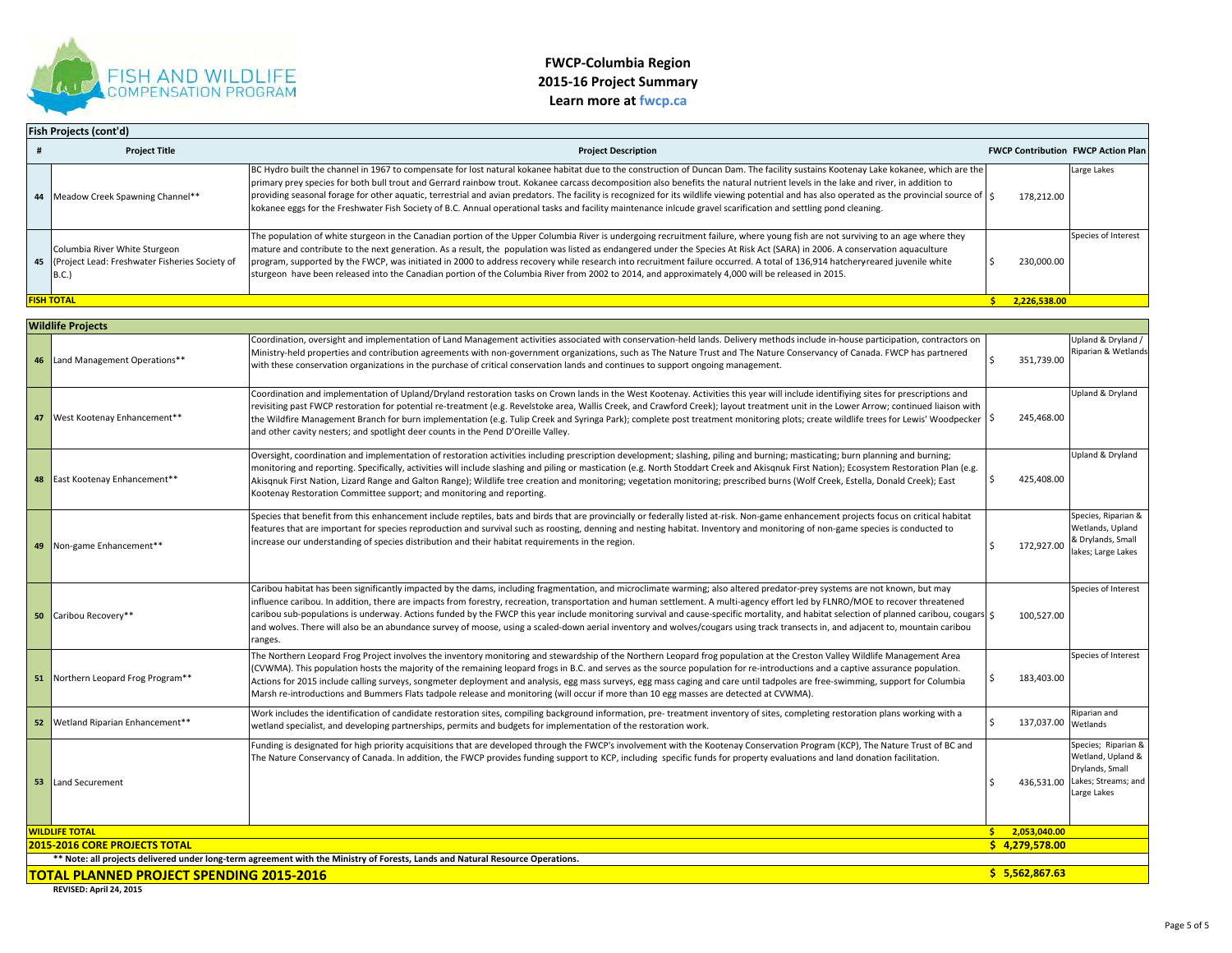# FWCP-Columbia Region
## 2015-16 Project Summary
**Learn more at fwcp.ca**

**Fish Projects (cont'd)**

| # | Project Title | Project Description | FWCP Contribution | FWCP Action Plan |
|---|---|---|---|---|
| 44 | Meadow Creek Spawning Channel** | BC Hydro built the channel in 1967 to compensate for lost natural kokanee habitat due to the construction of Duncan Dam. The facility sustains Kootenay Lake kokanee, which are the primary prey species for both bull trout and Gerrard rainbow trout. Kokanee carcass decomposition also benefits the natural nutrient levels in the lake and river, in addition to providing seasonal forage for other aquatic, terrestrial and avian predators. The facility is recognized for its wildlife viewing potential and has also operated as the provincial source of kokanee eggs for the Freshwater Fish Society of B.C. Annual operational tasks and facility maintenance inlcude gravel scarification and settling pond cleaning. | $ 178,212.00 | Large Lakes |
| 45 | Columbia River White Sturgeon (Project Lead: Freshwater Fisheries Society of B.C.) | The population of white sturgeon in the Canadian portion of the Upper Columbia River is undergoing recruitment failure, where young fish are not surviving to an age where they mature and contribute to the next generation. As a result, the population was listed as endangered under the Species At Risk Act (SARA) in 2006. A conservation aquaculture program, supported by the FWCP, was initiated in 2000 to address recovery while research into recruitment failure occurred. A total of 136,914 hatcheryreared juvenile white sturgeon have been released into the Canadian portion of the Columbia River from 2002 to 2014, and approximately 4,000 will be released in 2015. | $ 230,000.00 | Species of Interest |
| **FISH TOTAL** | | | **$ 2,226,538.00** | |

**Wildlife Projects**

| # | Project Title | Project Description | FWCP Contribution | FWCP Action Plan |
|---|---|---|---|---|
| 46 | Land Management Operations** | Coordination, oversight and implementation of Land Management activities associated with conservation-held lands. Delivery methods include in-house participation, contractors on Ministry-held properties and contribution agreements with non-government organizations, such as The Nature Trust and The Nature Conservancy of Canada. FWCP has partnered with these conservation organizations in the purchase of critical conservation lands and continues to support ongoing management. | $ 351,739.00 | Upland & Dryland / Riparian & Wetlands |
| 47 | West Kootenay Enhancement** | Coordination and implementation of Upland/Dryland restoration tasks on Crown lands in the West Kootenay. Activities this year will include identifiying sites for prescriptions and revisiting past FWCP restoration for potential re-treatment (e.g. Revelstoke area, Wallis Creek, and Crawford Creek); layout treatment unit in the Lower Arrow; continued liaison with the Wildfire Management Branch for burn implementation (e.g. Tulip Creek and Syringa Park); complete post treatment monitoring plots; create wildlife trees for Lewis' Woodpecker and other cavity nesters; and spotlight deer counts in the Pend D'Oreille Valley. | $ 245,468.00 | Upland & Dryland |
| 48 | East Kootenay Enhancement** | Oversight, coordination and implementation of restoration activities including prescription development; slashing, piling and burning; masticating; burn planning and burning; monitoring and reporting. Specifically, activities will include slashing and piling or mastication (e.g. North Stoddart Creek and Akisqnuk First Nation); Ecosystem Restoration Plan (e.g. Akisqnuk First Nation, Lizard Range and Galton Range); Wildlife tree creation and monitoring; vegetation monitoring; prescribed burns (Wolf Creek, Estella, Donald Creek); East Kootenay Restoration Committee support; and monitoring and reporting. | $ 425,408.00 | Upland & Dryland |
| 49 | Non-game Enhancement** | Species that benefit from this enhancement include reptiles, bats and birds that are provincially or federally listed at-risk. Non-game enhancement projects focus on critical habitat features that are important for species reproduction and survival such as roosting, denning and nesting habitat. Inventory and monitoring of non-game species is conducted to increase our understanding of species distribution and their habitat requirements in the region. | $ 172,927.00 | Species, Riparian & Wetlands, Upland & Drylands, Small lakes; Large Lakes |
| 50 | Caribou Recovery** | Caribou habitat has been significantly impacted by the dams, including fragmentation, and microclimate warming; also altered predator-prey systems are not known, but may influence caribou. In addition, there are impacts from forestry, recreation, transportation and human settlement. A multi-agency effort led by FLNRO/MOE to recover threatened caribou sub-populations is underway. Actions funded by the FWCP this year include monitoring survival and cause-specific mortality, and habitat selection of planned caribou, cougars and wolves. There will also be an abundance survey of moose, using a scaled-down aerial inventory and wolves/cougars using track transects in, and adjacent to, mountain caribou ranges. | $ 100,527.00 | Species of Interest |
| 51 | Northern Leopard Frog Program** | The Northern Leopard Frog Project involves the inventory monitoring and stewardship of the Northern Leopard frog population at the Creston Valley Wildlife Management Area (CVWMA). This population hosts the majority of the remaining leopard frogs in B.C. and serves as the source population for re-introductions and a captive assurance population. Actions for 2015 include calling surveys, songmeter deployment and analysis, egg mass surveys, egg mass caging and care until tadpoles are free-swimming, support for Columbia Marsh re-introductions and Bummers Flats tadpole release and monitoring (will occur if more than 10 egg masses are detected at CVWMA). | $ 183,403.00 | Species of Interest |
| 52 | Wetland Riparian Enhancement** | Work includes the identification of candidate restoration sites, compiling background information, pre- treatment inventory of sites, completing restoration plans working with a wetland specialist, and developing partnerships, permits and budgets for implementation of the restoration work. | $ 137,037.00 | Riparian and Wetlands |
| 53 | Land Securement | Funding is designated for high priority acquisitions that are developed through the FWCP's involvement with the Kootenay Conservation Program (KCP), The Nature Trust of BC and The Nature Conservancy of Canada. In addition, the FWCP provides funding support to KCP, including specific funds for property evaluations and land donation facilitation. | $ 436,531.00 | Species; Riparian & Wetland, Upland & Drylands, Small Lakes; Streams; and Large Lakes |
| **WILDLIFE TOTAL** | | | **$ 2,053,040.00** | |
| **2015-2016 CORE PROJECTS TOTAL** | | | **$ 4,279,578.00** | |

**** Note: all projects delivered under long-term agreement with the Ministry of Forests, Lands and Natural Resource Operations.**

**TOTAL PLANNED PROJECT SPENDING 2015-2016** **$ 5,562,867.63**

**REVISED: April 24, 2015**